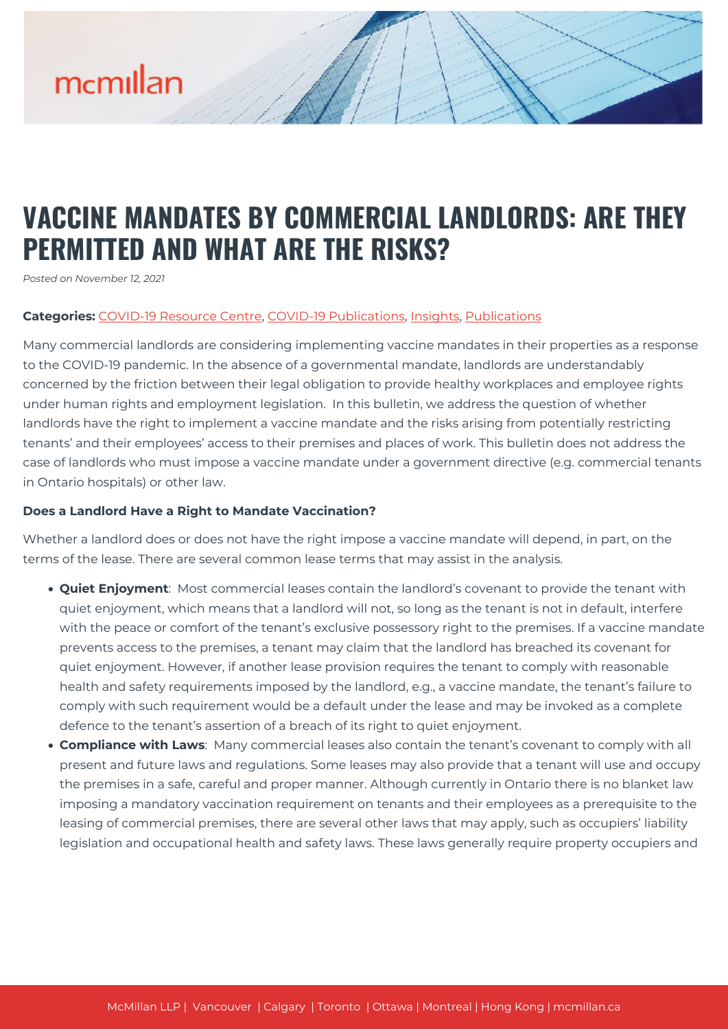# VACCINE MANDATES BY COMMERCIAL LANDLORDS: ARE THEY PERMITTED AND WHAT ARE THE RISKS?

*Posted on November 12, 2021*

**Categories:** COVID-19 Resource Centre, COVID-19 Publications, Insights, Publications

Many commercial landlords are considering implementing vaccine mandates in their properties as a response to the COVID-19 pandemic. In the absence of a governmental mandate, landlords are understandably concerned by the friction between their legal obligation to provide healthy workplaces and employee rights under human rights and employment legislation. In this bulletin, we address the question of whether landlords have the right to implement a vaccine mandate and the risks arising from potentially restricting tenants' and their employees' access to their premises and places of work. This bulletin does not address the case of landlords who must impose a vaccine mandate under a government directive (e.g. commercial tenants in Ontario hospitals) or other law.

**Does a Landlord Have a Right to Mandate Vaccination?**

Whether a landlord does or does not have the right impose a vaccine mandate will depend, in part, on the terms of the lease. There are several common lease terms that may assist in the analysis.

- **Quiet Enjoyment**: Most commercial leases contain the landlord's covenant to provide the tenant with quiet enjoyment, which means that a landlord will not, so long as the tenant is not in default, interfere with the peace or comfort of the tenant's exclusive possessory right to the premises. If a vaccine mandate prevents access to the premises, a tenant may claim that the landlord has breached its covenant for quiet enjoyment. However, if another lease provision requires the tenant to comply with reasonable health and safety requirements imposed by the landlord, e.g., a vaccine mandate, the tenant's failure to comply with such requirement would be a default under the lease and may be invoked as a complete defence to the tenant's assertion of a breach of its right to quiet enjoyment.
- **Compliance with Laws**: Many commercial leases also contain the tenant's covenant to comply with all present and future laws and regulations. Some leases may also provide that a tenant will use and occupy the premises in a safe, careful and proper manner. Although currently in Ontario there is no blanket law imposing a mandatory vaccination requirement on tenants and their employees as a prerequisite to the leasing of commercial premises, there are several other laws that may apply, such as occupiers' liability legislation and occupational health and safety laws. These laws generally require property occupiers and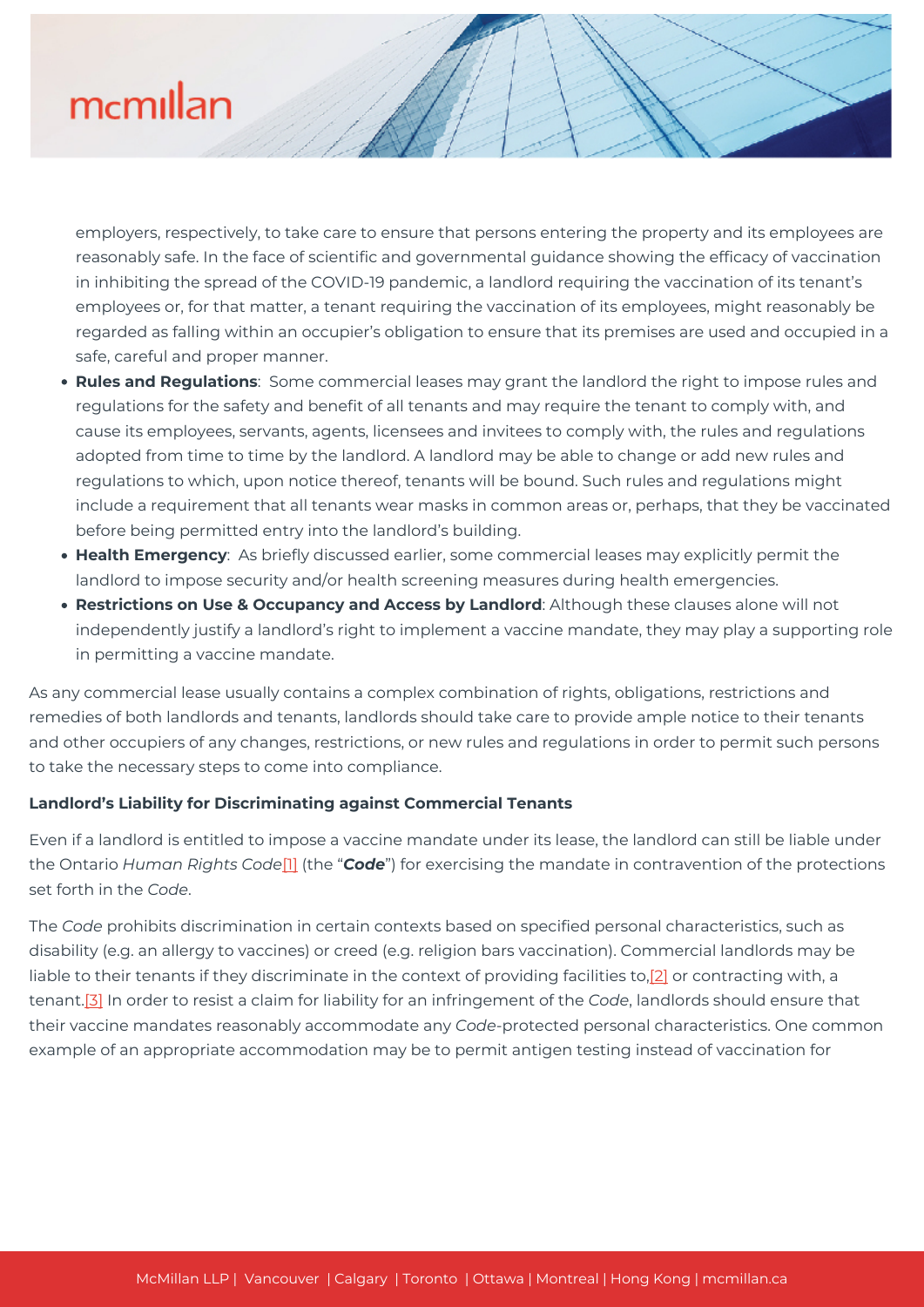employers, respectively, to take care to ensure that persons entering the property and its employees are reasonably safe. In the face of scientific and governmental guidance showing the efficacy of vaccination in inhibiting the spread of the COVID-19 pandemic, a landlord requiring the vaccination of its tenant's employees or, for that matter, a tenant requiring the vaccination of its employees, might reasonably be regarded as falling within an occupier's obligation to ensure that its premises are used and occupied in a safe, careful and proper manner.

- **Rules and Regulations**: Some commercial leases may grant the landlord the right to impose rules and regulations for the safety and benefit of all tenants and may require the tenant to comply with, and cause its employees, servants, agents, licensees and invitees to comply with, the rules and regulations adopted from time to time by the landlord. A landlord may be able to change or add new rules and regulations to which, upon notice thereof, tenants will be bound. Such rules and regulations might include a requirement that all tenants wear masks in common areas or, perhaps, that they be vaccinated before being permitted entry into the landlord's building.
- **Health Emergency**: As briefly discussed earlier, some commercial leases may explicitly permit the landlord to impose security and/or health screening measures during health emergencies.
- **Restrictions on Use & Occupancy and Access by Landlord**: Although these clauses alone will not independently justify a landlord's right to implement a vaccine mandate, they may play a supporting role in permitting a vaccine mandate.

As any commercial lease usually contains a complex combination of rights, obligations, restrictions and remedies of both landlords and tenants, landlords should take care to provide ample notice to their tenants and other occupiers of any changes, restrictions, or new rules and regulations in order to permit such persons to take the necessary steps to come into compliance.

**Landlord's Liability for Discriminating against Commercial Tenants**

Even if a landlord is entitled to impose a vaccine mandate under its lease, the landlord can still be liable under the Ontario *Human Rights Code*[1] (the "***Code***") for exercising the mandate in contravention of the protections set forth in the *Code*.

The *Code* prohibits discrimination in certain contexts based on specified personal characteristics, such as disability (e.g. an allergy to vaccines) or creed (e.g. religion bars vaccination). Commercial landlords may be liable to their tenants if they discriminate in the context of providing facilities to,[2] or contracting with, a tenant.[3] In order to resist a claim for liability for an infringement of the *Code*, landlords should ensure that their vaccine mandates reasonably accommodate any *Code*-protected personal characteristics. One common example of an appropriate accommodation may be to permit antigen testing instead of vaccination for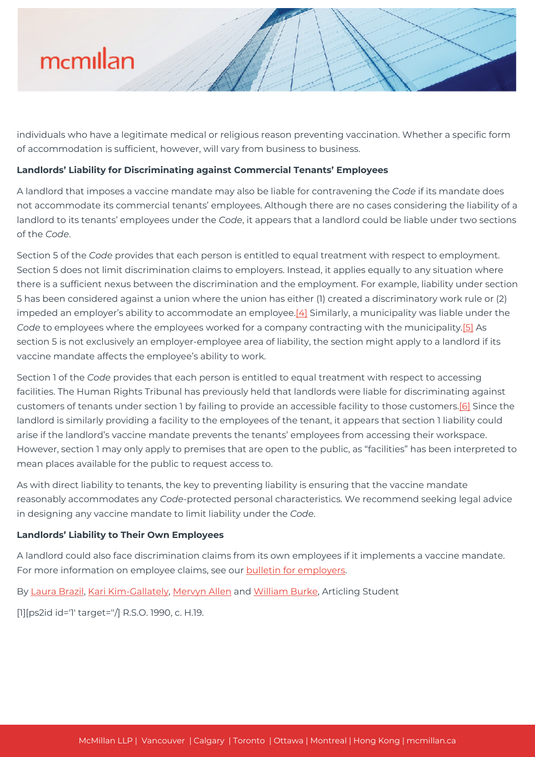individuals who have a legitimate medical or religious reason preventing vaccination. Whether a specific form of accommodation is sufficient, however, will vary from business to business.

**Landlords' Liability for Discriminating against Commercial Tenants' Employees**

A landlord that imposes a vaccine mandate may also be liable for contravening the *Code* if its mandate does not accommodate its commercial tenants' employees. Although there are no cases considering the liability of a landlord to its tenants' employees under the *Code*, it appears that a landlord could be liable under two sections of the *Code*.

Section 5 of the *Code* provides that each person is entitled to equal treatment with respect to employment. Section 5 does not limit discrimination claims to employers. Instead, it applies equally to any situation where there is a sufficient nexus between the discrimination and the employment. For example, liability under section 5 has been considered against a union where the union has either (1) created a discriminatory work rule or (2) impeded an employer's ability to accommodate an employee.[4] Similarly, a municipality was liable under the *Code* to employees where the employees worked for a company contracting with the municipality.[5] As section 5 is not exclusively an employer-employee area of liability, the section might apply to a landlord if its vaccine mandate affects the employee's ability to work.

Section 1 of the *Code* provides that each person is entitled to equal treatment with respect to accessing facilities. The Human Rights Tribunal has previously held that landlords were liable for discriminating against customers of tenants under section 1 by failing to provide an accessible facility to those customers.[6] Since the landlord is similarly providing a facility to the employees of the tenant, it appears that section 1 liability could arise if the landlord's vaccine mandate prevents the tenants' employees from accessing their workspace. However, section 1 may only apply to premises that are open to the public, as "facilities" has been interpreted to mean places available for the public to request access to.

As with direct liability to tenants, the key to preventing liability is ensuring that the vaccine mandate reasonably accommodates any *Code*-protected personal characteristics. We recommend seeking legal advice in designing any vaccine mandate to limit liability under the *Code*.

**Landlords' Liability to Their Own Employees**

A landlord could also face discrimination claims from its own employees if it implements a vaccine mandate. For more information on employee claims, see our bulletin for employers.

By Laura Brazil, Kari Kim-Gallately, Mervyn Allen and William Burke, Articling Student

[1][ps2id id='1' target=''/] R.S.O. 1990, c. H.19.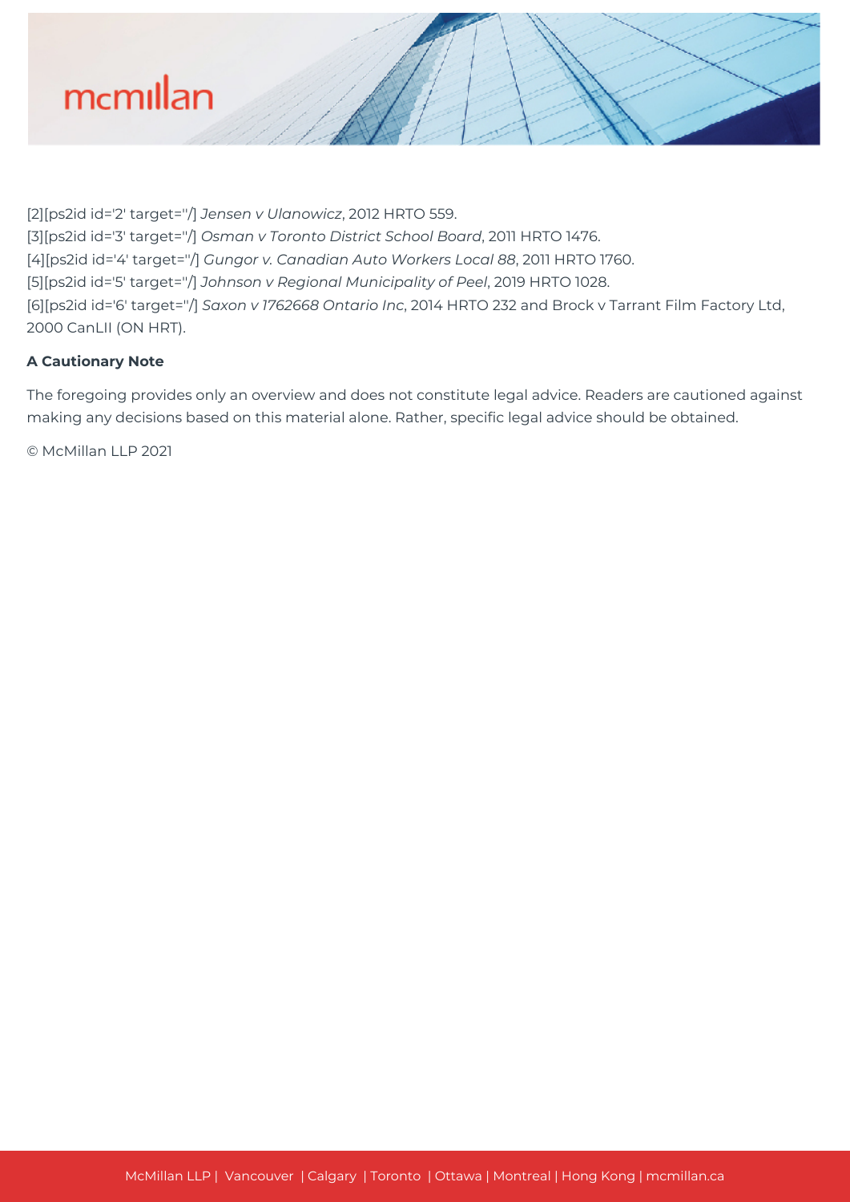[2][ps2id id='2' target=''/] *Jensen v Ulanowicz*, 2012 HRTO 559.

[3][ps2id id='3' target=''/] *Osman v Toronto District School Board*, 2011 HRTO 1476.

[4][ps2id id='4' target=''/] *Gungor v. Canadian Auto Workers Local 88*, 2011 HRTO 1760.

[5][ps2id id='5' target=''/] *Johnson v Regional Municipality of Peel*, 2019 HRTO 1028.

[6][ps2id id='6' target=''/] *Saxon v 1762668 Ontario Inc*, 2014 HRTO 232 and Brock v Tarrant Film Factory Ltd, 2000 CanLII (ON HRT).

**A Cautionary Note**

The foregoing provides only an overview and does not constitute legal advice. Readers are cautioned against making any decisions based on this material alone. Rather, specific legal advice should be obtained.

© McMillan LLP 2021